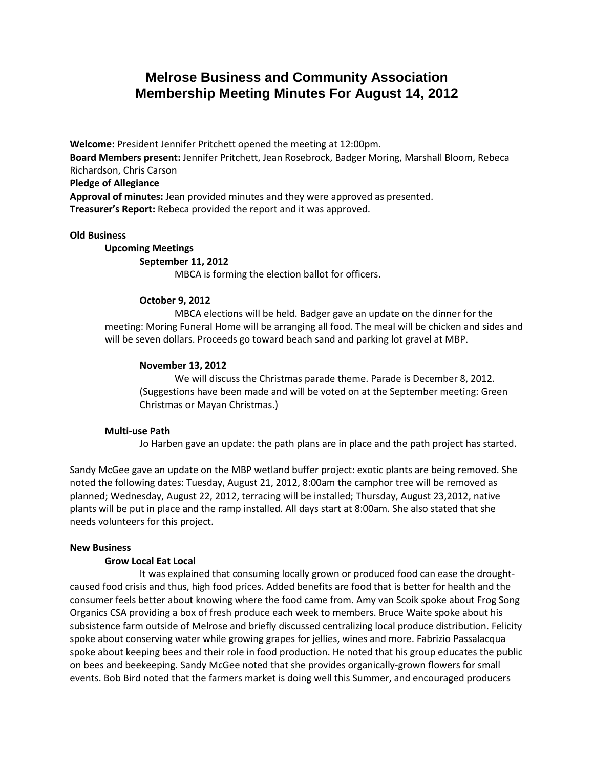# Melrose Business and Community Association Membership Meeting Minutes For August 14, 2012

**Welcome:** President Jennifer Pritchett opened the meeting at 12:00pm.
**Board Members present:** Jennifer Pritchett, Jean Rosebrock, Badger Moring, Marshall Bloom, Rebeca Richardson, Chris Carson
**Pledge of Allegiance**
**Approval of minutes:** Jean provided minutes and they were approved as presented.
**Treasurer's Report:** Rebeca provided the report and it was approved.

**Old Business**

**Upcoming Meetings**

**September 11, 2012**

MBCA is forming the election ballot for officers.

**October 9, 2012**

MBCA elections will be held. Badger gave an update on the dinner for the meeting: Moring Funeral Home will be arranging all food. The meal will be chicken and sides and will be seven dollars. Proceeds go toward beach sand and parking lot gravel at MBP.

**November 13, 2012**

We will discuss the Christmas parade theme. Parade is December 8, 2012. (Suggestions have been made and will be voted on at the September meeting: Green Christmas or Mayan Christmas.)

**Multi-use Path**

Jo Harben gave an update: the path plans are in place and the path project has started.

Sandy McGee gave an update on the MBP wetland buffer project: exotic plants are being removed. She noted the following dates: Tuesday, August 21, 2012, 8:00am the camphor tree will be removed as planned; Wednesday, August 22, 2012, terracing will be installed; Thursday, August 23,2012, native plants will be put in place and the ramp installed. All days start at 8:00am. She also stated that she needs volunteers for this project.

**New Business**

**Grow Local Eat Local**

It was explained that consuming locally grown or produced food can ease the drought-caused food crisis and thus, high food prices. Added benefits are food that is better for health and the consumer feels better about knowing where the food came from. Amy van Scoik spoke about Frog Song Organics CSA providing a box of fresh produce each week to members. Bruce Waite spoke about his subsistence farm outside of Melrose and briefly discussed centralizing local produce distribution. Felicity spoke about conserving water while growing grapes for jellies, wines and more. Fabrizio Passalacqua spoke about keeping bees and their role in food production. He noted that his group educates the public on bees and beekeeping. Sandy McGee noted that she provides organically-grown flowers for small events. Bob Bird noted that the farmers market is doing well this Summer, and encouraged producers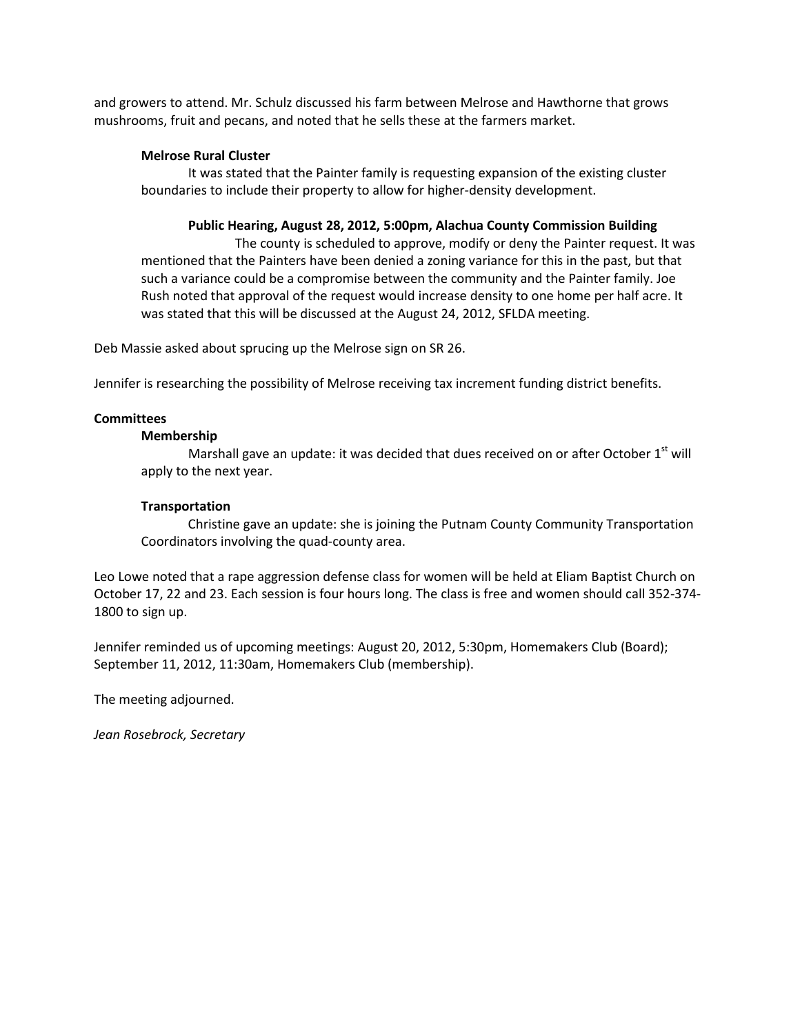and growers to attend. Mr. Schulz discussed his farm between Melrose and Hawthorne that grows mushrooms, fruit and pecans, and noted that he sells these at the farmers market.

**Melrose Rural Cluster**

It was stated that the Painter family is requesting expansion of the existing cluster boundaries to include their property to allow for higher-density development.

**Public Hearing, August 28, 2012, 5:00pm, Alachua County Commission Building**

The county is scheduled to approve, modify or deny the Painter request. It was mentioned that the Painters have been denied a zoning variance for this in the past, but that such a variance could be a compromise between the community and the Painter family. Joe Rush noted that approval of the request would increase density to one home per half acre. It was stated that this will be discussed at the August 24, 2012, SFLDA meeting.

Deb Massie asked about sprucing up the Melrose sign on SR 26.

Jennifer is researching the possibility of Melrose receiving tax increment funding district benefits.

**Committees**

**Membership**

Marshall gave an update: it was decided that dues received on or after October 1st will apply to the next year.

**Transportation**

Christine gave an update: she is joining the Putnam County Community Transportation Coordinators involving the quad-county area.

Leo Lowe noted that a rape aggression defense class for women will be held at Eliam Baptist Church on October 17, 22 and 23. Each session is four hours long. The class is free and women should call 352-374-1800 to sign up.

Jennifer reminded us of upcoming meetings: August 20, 2012, 5:30pm, Homemakers Club (Board); September 11, 2012, 11:30am, Homemakers Club (membership).

The meeting adjourned.

*Jean Rosebrock, Secretary*